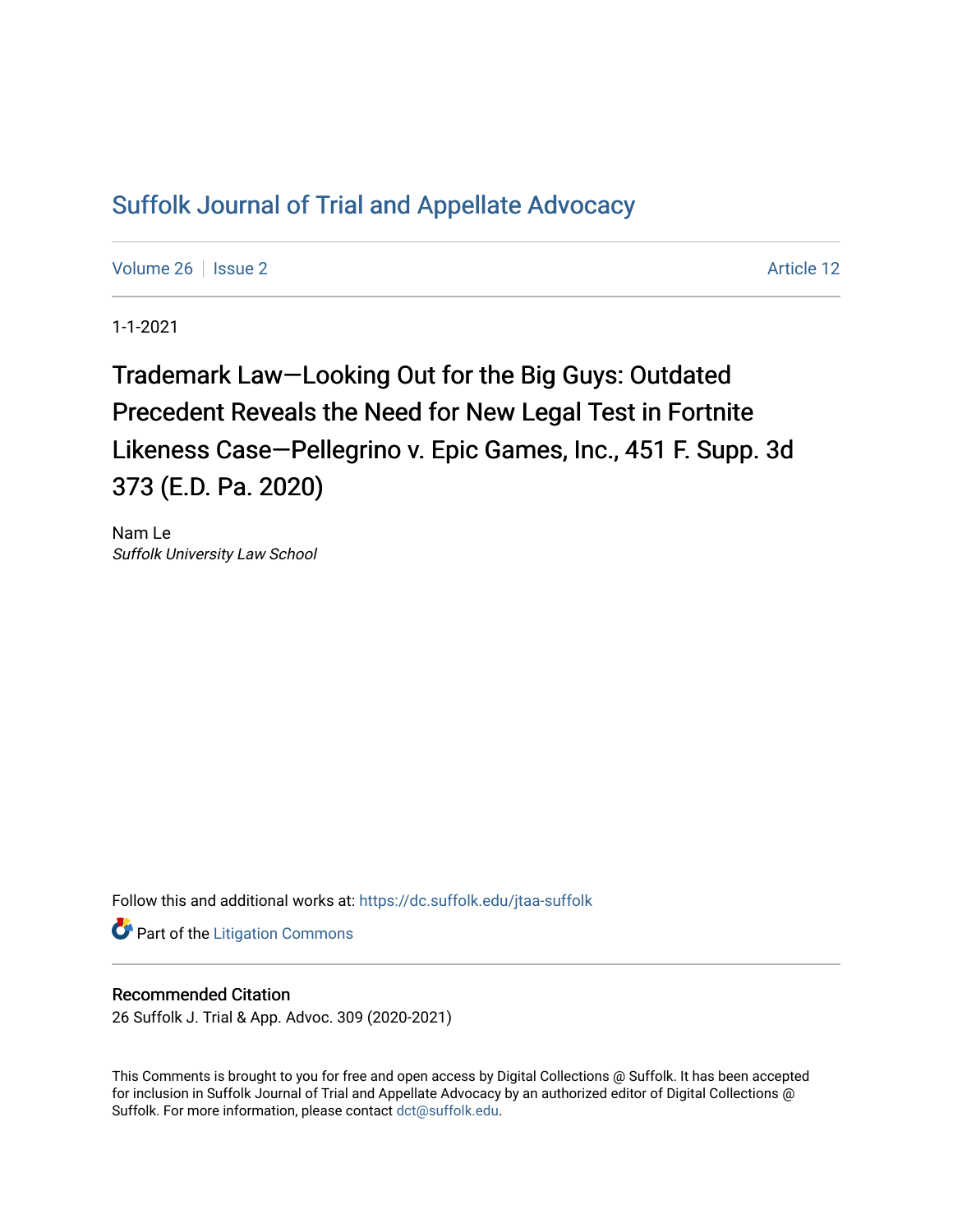# Suffolk Journal of Trial and Appellate Advocacy

Volume 26 | Issue 2 | Article 12

1-1-2021

## Trademark Law—Looking Out for the Big Guys: Outdated Precedent Reveals the Need for New Legal Test in Fortnite Likeness Case—Pellegrino v. Epic Games, Inc., 451 F. Supp. 3d 373 (E.D. Pa. 2020)

Nam Le
*Suffolk University Law School*

Follow this and additional works at: https://dc.suffolk.edu/jtaa-suffolk

Part of the Litigation Commons

### Recommended Citation

26 Suffolk J. Trial & App. Advoc. 309 (2020-2021)

This Comments is brought to you for free and open access by Digital Collections @ Suffolk. It has been accepted for inclusion in Suffolk Journal of Trial and Appellate Advocacy by an authorized editor of Digital Collections @ Suffolk. For more information, please contact dct@suffolk.edu.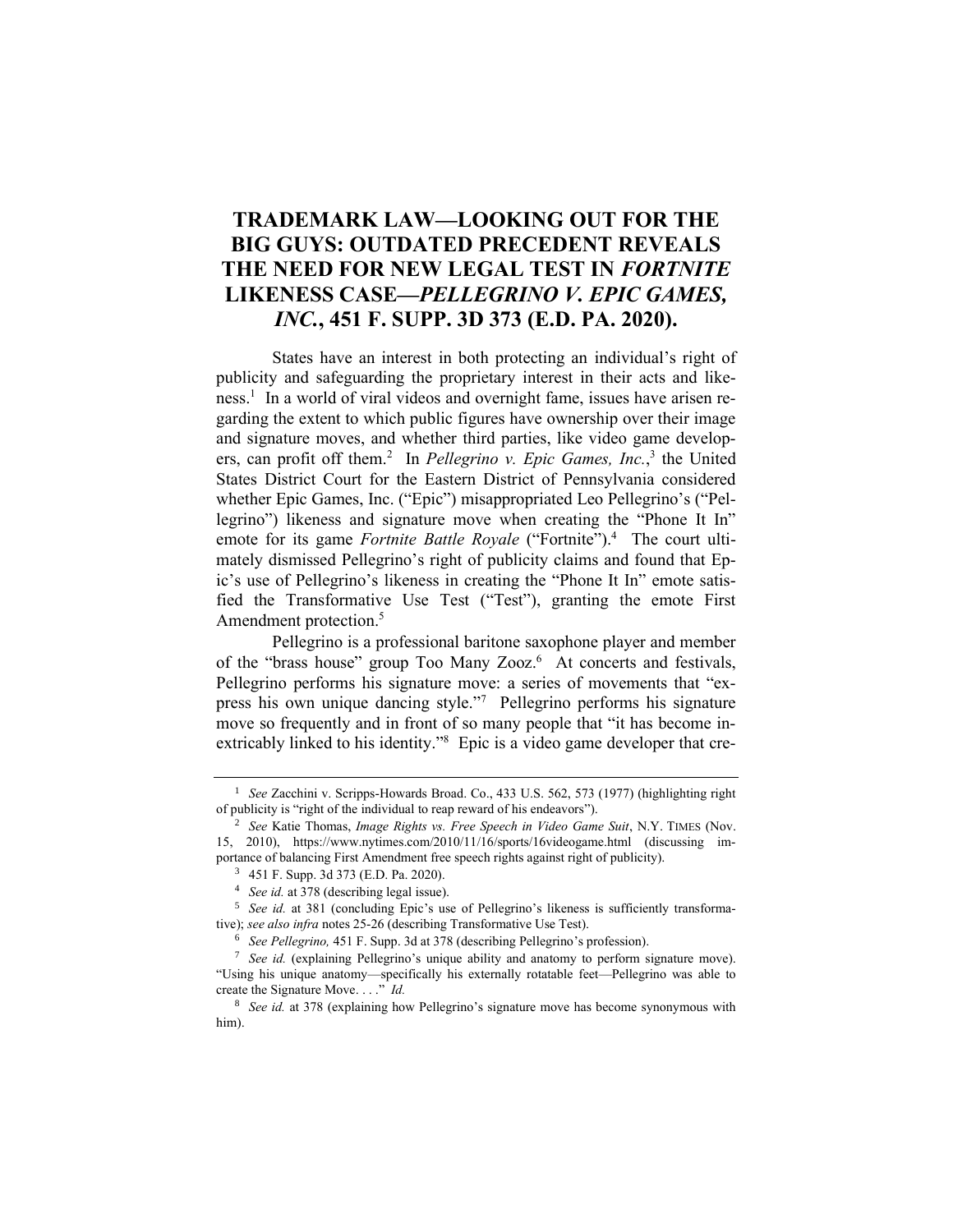# TRADEMARK LAW—LOOKING OUT FOR THE BIG GUYS: OUTDATED PRECEDENT REVEALS THE NEED FOR NEW LEGAL TEST IN *FORTNITE* LIKENESS CASE—*PELLEGRINO V. EPIC GAMES, INC.*, 451 F. SUPP. 3D 373 (E.D. PA. 2020).

States have an interest in both protecting an individual's right of publicity and safeguarding the proprietary interest in their acts and likeness.[1] In a world of viral videos and overnight fame, issues have arisen regarding the extent to which public figures have ownership over their image and signature moves, and whether third parties, like video game developers, can profit off them.[2] In *Pellegrino v. Epic Games, Inc.*,[3] the United States District Court for the Eastern District of Pennsylvania considered whether Epic Games, Inc. ("Epic") misappropriated Leo Pellegrino's ("Pellegrino") likeness and signature move when creating the "Phone It In" emote for its game *Fortnite Battle Royale* ("Fortnite").[4] The court ultimately dismissed Pellegrino's right of publicity claims and found that Epic's use of Pellegrino's likeness in creating the "Phone It In" emote satisfied the Transformative Use Test ("Test"), granting the emote First Amendment protection.[5]

Pellegrino is a professional baritone saxophone player and member of the "brass house" group Too Many Zooz.[6] At concerts and festivals, Pellegrino performs his signature move: a series of movements that "express his own unique dancing style."[7] Pellegrino performs his signature move so frequently and in front of so many people that "it has become inextricably linked to his identity."[8] Epic is a video game developer that cre-

---

[1] *See* Zacchini v. Scripps-Howards Broad. Co., 433 U.S. 562, 573 (1977) (highlighting right of publicity is "right of the individual to reap reward of his endeavors").

[2] *See* Katie Thomas, *Image Rights vs. Free Speech in Video Game Suit*, N.Y. TIMES (Nov. 15, 2010), https://www.nytimes.com/2010/11/16/sports/16videogame.html (discussing importance of balancing First Amendment free speech rights against right of publicity).

[3] 451 F. Supp. 3d 373 (E.D. Pa. 2020).

[4] *See id.* at 378 (describing legal issue).

[5] *See id.* at 381 (concluding Epic's use of Pellegrino's likeness is sufficiently transformative); *see also infra* notes 25-26 (describing Transformative Use Test).

[6] *See Pellegrino,* 451 F. Supp. 3d at 378 (describing Pellegrino's profession).

[7] *See id.* (explaining Pellegrino's unique ability and anatomy to perform signature move). "Using his unique anatomy—specifically his externally rotatable feet—Pellegrino was able to create the Signature Move. . . ." *Id.*

[8] *See id.* at 378 (explaining how Pellegrino's signature move has become synonymous with him).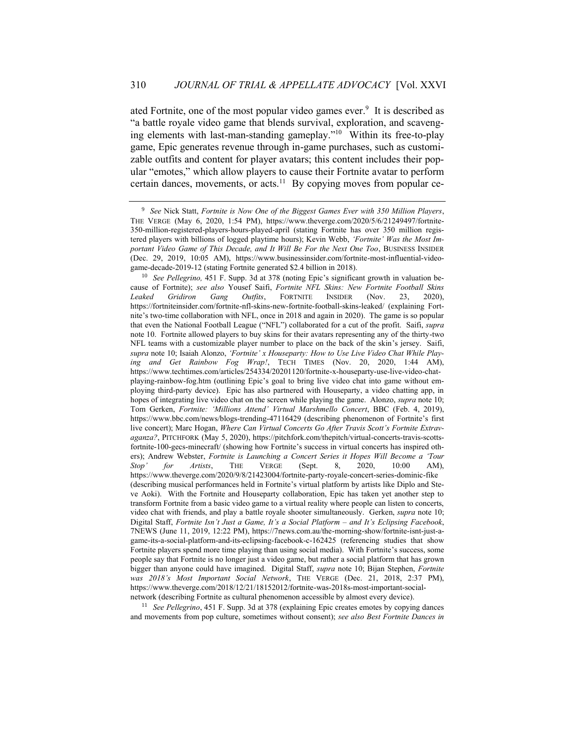ated Fortnite, one of the most popular video games ever.[9] It is described as "a battle royale video game that blends survival, exploration, and scavenging elements with last-man-standing gameplay."[10] Within its free-to-play game, Epic generates revenue through in-game purchases, such as customizable outfits and content for player avatars; this content includes their popular "emotes," which allow players to cause their Fortnite avatar to perform certain dances, movements, or acts.[11] By copying moves from popular ce-

---

[9] *See* Nick Statt, *Fortnite is Now One of the Biggest Games Ever with 350 Million Players*, THE VERGE (May 6, 2020, 1:54 PM), https://www.theverge.com/2020/5/6/21249497/fortnite-350-million-registered-players-hours-played-april (stating Fortnite has over 350 million registered players with billions of logged playtime hours); Kevin Webb, *'Fortnite' Was the Most Important Video Game of This Decade, and It Will Be For the Next One Too*, BUSINESS INSIDER (Dec. 29, 2019, 10:05 AM), https://www.businessinsider.com/fortnite-most-influential-video-game-decade-2019-12 (stating Fortnite generated $2.4 billion in 2018).

[10] *See Pellegrino,* 451 F. Supp. 3d at 378 (noting Epic's significant growth in valuation because of Fortnite); *see also* Yousef Saifi, *Fortnite NFL Skins: New Fortnite Football Skins Leaked Gridiron Gang Outfits*, FORTNITE INSIDER (Nov. 23, 2020), https://fortniteinsider.com/fortnite-nfl-skins-new-fortnite-football-skins-leaked/ (explaining Fortnite's two-time collaboration with NFL, once in 2018 and again in 2020). The game is so popular that even the National Football League ("NFL") collaborated for a cut of the profit. Saifi, *supra* note 10. Fortnite allowed players to buy skins for their avatars representing any of the thirty-two NFL teams with a customizable player number to place on the back of the skin's jersey. Saifi, *supra* note 10; Isaiah Alonzo, *'Fortnite' x Houseparty: How to Use Live Video Chat While Playing and Get Rainbow Fog Wrap!*, TECH TIMES (Nov. 20, 2020, 1:44 AM), https://www.techtimes.com/articles/254334/20201120/fortnite-x-houseparty-use-live-video-chat-playing-rainbow-fog.htm (outlining Epic's goal to bring live video chat into game without employing third-party device). Epic has also partnered with Houseparty, a video chatting app, in hopes of integrating live video chat on the screen while playing the game. Alonzo, *supra* note 10; Tom Gerken, *Fortnite: 'Millions Attend' Virtual Marshmello Concert*, BBC (Feb. 4, 2019), https://www.bbc.com/news/blogs-trending-47116429 (describing phenomenon of Fortnite's first live concert); Marc Hogan, *Where Can Virtual Concerts Go After Travis Scott's Fortnite Extravaganza?*, PITCHFORK (May 5, 2020), https://pitchfork.com/thepitch/virtual-concerts-travis-scotts-fortnite-100-gecs-minecraft/ (showing how Fortnite's success in virtual concerts has inspired others); Andrew Webster, *Fortnite is Launching a Concert Series it Hopes Will Become a 'Tour Stop' for Artists*, THE VERGE (Sept. 8, 2020, 10:00 AM), https://www.theverge.com/2020/9/8/21423004/fortnite-party-royale-concert-series-dominic-fike (describing musical performances held in Fortnite's virtual platform by artists like Diplo and Steve Aoki). With the Fortnite and Houseparty collaboration, Epic has taken yet another step to transform Fortnite from a basic video game to a virtual reality where people can listen to concerts, video chat with friends, and play a battle royale shooter simultaneously. Gerken, *supra* note 10; Digital Staff, *Fortnite Isn't Just a Game, It's a Social Platform – and It's Eclipsing Facebook*, 7NEWS (June 11, 2019, 12:22 PM), https://7news.com.au/the-morning-show/fortnite-isnt-just-a-game-its-a-social-platform-and-its-eclipsing-facebook-c-162425 (referencing studies that show Fortnite players spend more time playing than using social media). With Fortnite's success, some people say that Fortnite is no longer just a video game, but rather a social platform that has grown bigger than anyone could have imagined. Digital Staff, *supra* note 10; Bijan Stephen, *Fortnite was 2018's Most Important Social Network*, THE VERGE (Dec. 21, 2018, 2:37 PM), https://www.theverge.com/2018/12/21/18152012/fortnite-was-2018s-most-important-social-network (describing Fortnite as cultural phenomenon accessible by almost every device).

[11] *See Pellegrino*, 451 F. Supp. 3d at 378 (explaining Epic creates emotes by copying dances and movements from pop culture, sometimes without consent); *see also Best Fortnite Dances in*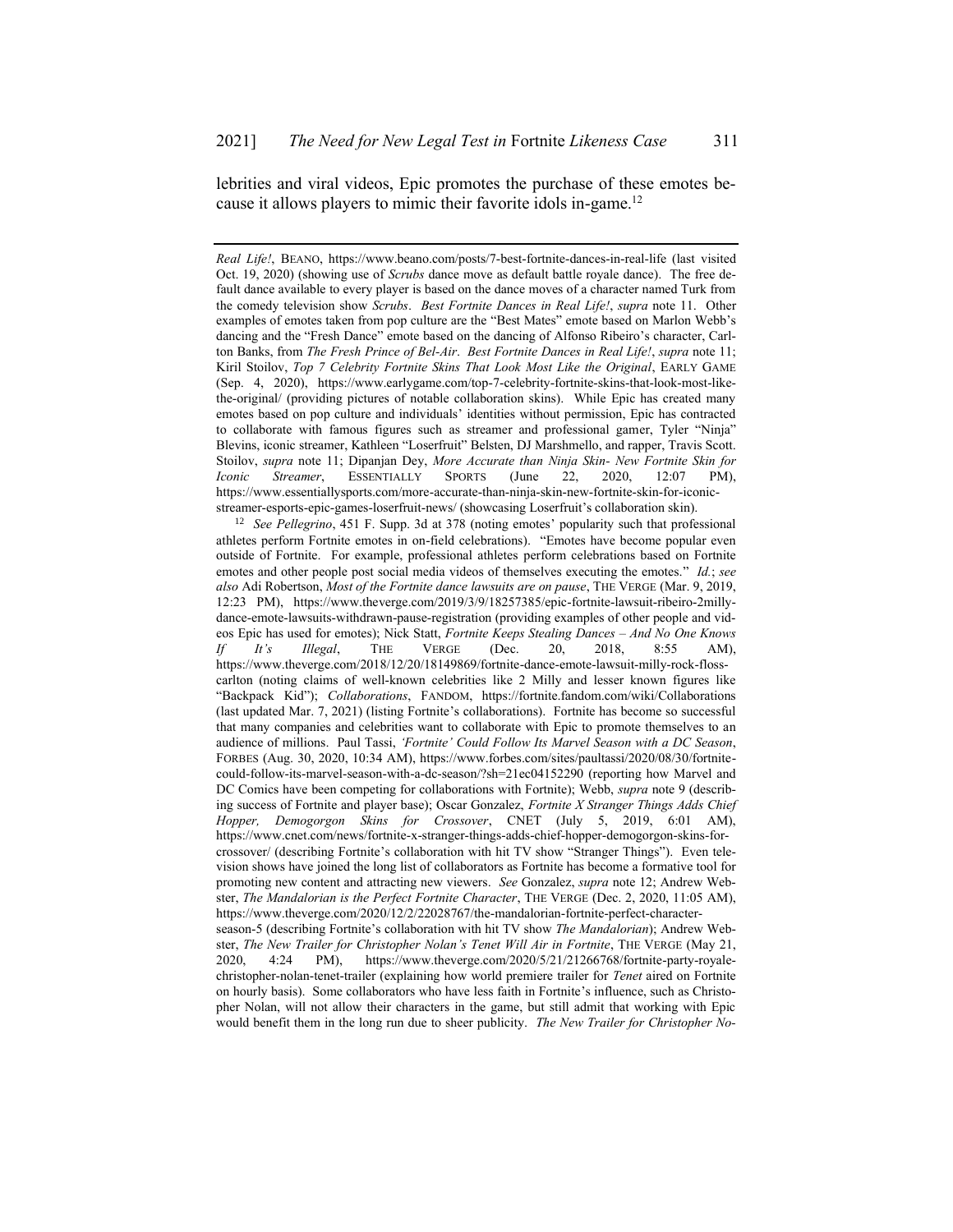lebrities and viral videos, Epic promotes the purchase of these emotes because it allows players to mimic their favorite idols in-game.[12]

---

*Real Life!*, BEANO, https://www.beano.com/posts/7-best-fortnite-dances-in-real-life (last visited Oct. 19, 2020) (showing use of *Scrubs* dance move as default battle royale dance). The free default dance available to every player is based on the dance moves of a character named Turk from the comedy television show *Scrubs*. *Best Fortnite Dances in Real Life!*, *supra* note 11. Other examples of emotes taken from pop culture are the "Best Mates" emote based on Marlon Webb's dancing and the "Fresh Dance" emote based on the dancing of Alfonso Ribeiro's character, Carlton Banks, from *The Fresh Prince of Bel-Air*. *Best Fortnite Dances in Real Life!*, *supra* note 11; Kiril Stoilov, *Top 7 Celebrity Fortnite Skins That Look Most Like the Original*, EARLY GAME (Sep. 4, 2020), https://www.earlygame.com/top-7-celebrity-fortnite-skins-that-look-most-like-the-original/ (providing pictures of notable collaboration skins). While Epic has created many emotes based on pop culture and individuals' identities without permission, Epic has contracted to collaborate with famous figures such as streamer and professional gamer, Tyler "Ninja" Blevins, iconic streamer, Kathleen "Loserfruit" Belsten, DJ Marshmello, and rapper, Travis Scott. Stoilov, *supra* note 11; Dipanjan Dey, *More Accurate than Ninja Skin- New Fortnite Skin for Iconic Streamer*, ESSENTIALLY SPORTS (June 22, 2020, 12:07 PM), https://www.essentiallysports.com/more-accurate-than-ninja-skin-new-fortnite-skin-for-iconic-streamer-esports-epic-games-loserfruit-news/ (showcasing Loserfruit's collaboration skin).

[12] *See Pellegrino*, 451 F. Supp. 3d at 378 (noting emotes' popularity such that professional athletes perform Fortnite emotes in on-field celebrations). "Emotes have become popular even outside of Fortnite. For example, professional athletes perform celebrations based on Fortnite emotes and other people post social media videos of themselves executing the emotes." *Id.*; *see also* Adi Robertson, *Most of the Fortnite dance lawsuits are on pause*, THE VERGE (Mar. 9, 2019, 12:23 PM), https://www.theverge.com/2019/3/9/18257385/epic-fortnite-lawsuit-ribeiro-2milly-dance-emote-lawsuits-withdrawn-pause-registration (providing examples of other people and videos Epic has used for emotes); Nick Statt, *Fortnite Keeps Stealing Dances – And No One Knows If It's Illegal*, THE VERGE (Dec. 20, 2018, 8:55 AM), https://www.theverge.com/2018/12/20/18149869/fortnite-dance-emote-lawsuit-milly-rock-floss-carlton (noting claims of well-known celebrities like 2 Milly and lesser known figures like "Backpack Kid"); *Collaborations*, FANDOM, https://fortnite.fandom.com/wiki/Collaborations (last updated Mar. 7, 2021) (listing Fortnite's collaborations). Fortnite has become so successful that many companies and celebrities want to collaborate with Epic to promote themselves to an audience of millions. Paul Tassi, *'Fortnite' Could Follow Its Marvel Season with a DC Season*, FORBES (Aug. 30, 2020, 10:34 AM), https://www.forbes.com/sites/paultassi/2020/08/30/fortnite-could-follow-its-marvel-season-with-a-dc-season/?sh=21ec04152290 (reporting how Marvel and DC Comics have been competing for collaborations with Fortnite); Webb, *supra* note 9 (describing success of Fortnite and player base); Oscar Gonzalez, *Fortnite X Stranger Things Adds Chief Hopper, Demogorgon Skins for Crossover*, CNET (July 5, 2019, 6:01 AM), https://www.cnet.com/news/fortnite-x-stranger-things-adds-chief-hopper-demogorgon-skins-for-crossover/ (describing Fortnite's collaboration with hit TV show "Stranger Things"). Even television shows have joined the long list of collaborators as Fortnite has become a formative tool for promoting new content and attracting new viewers. *See* Gonzalez, *supra* note 12; Andrew Webster, *The Mandalorian is the Perfect Fortnite Character*, THE VERGE (Dec. 2, 2020, 11:05 AM), https://www.theverge.com/2020/12/2/22028767/the-mandalorian-fortnite-perfect-character-season-5 (describing Fortnite's collaboration with hit TV show *The Mandalorian*); Andrew Webster, *The New Trailer for Christopher Nolan's Tenet Will Air in Fortnite*, THE VERGE (May 21, 2020, 4:24 PM), https://www.theverge.com/2020/5/21/21266768/fortnite-party-royale-christopher-nolan-tenet-trailer (explaining how world premiere trailer for *Tenet* aired on Fortnite on hourly basis). Some collaborators who have less faith in Fortnite's influence, such as Christopher Nolan, will not allow their characters in the game, but still admit that working with Epic would benefit them in the long run due to sheer publicity. *The New Trailer for Christopher No-*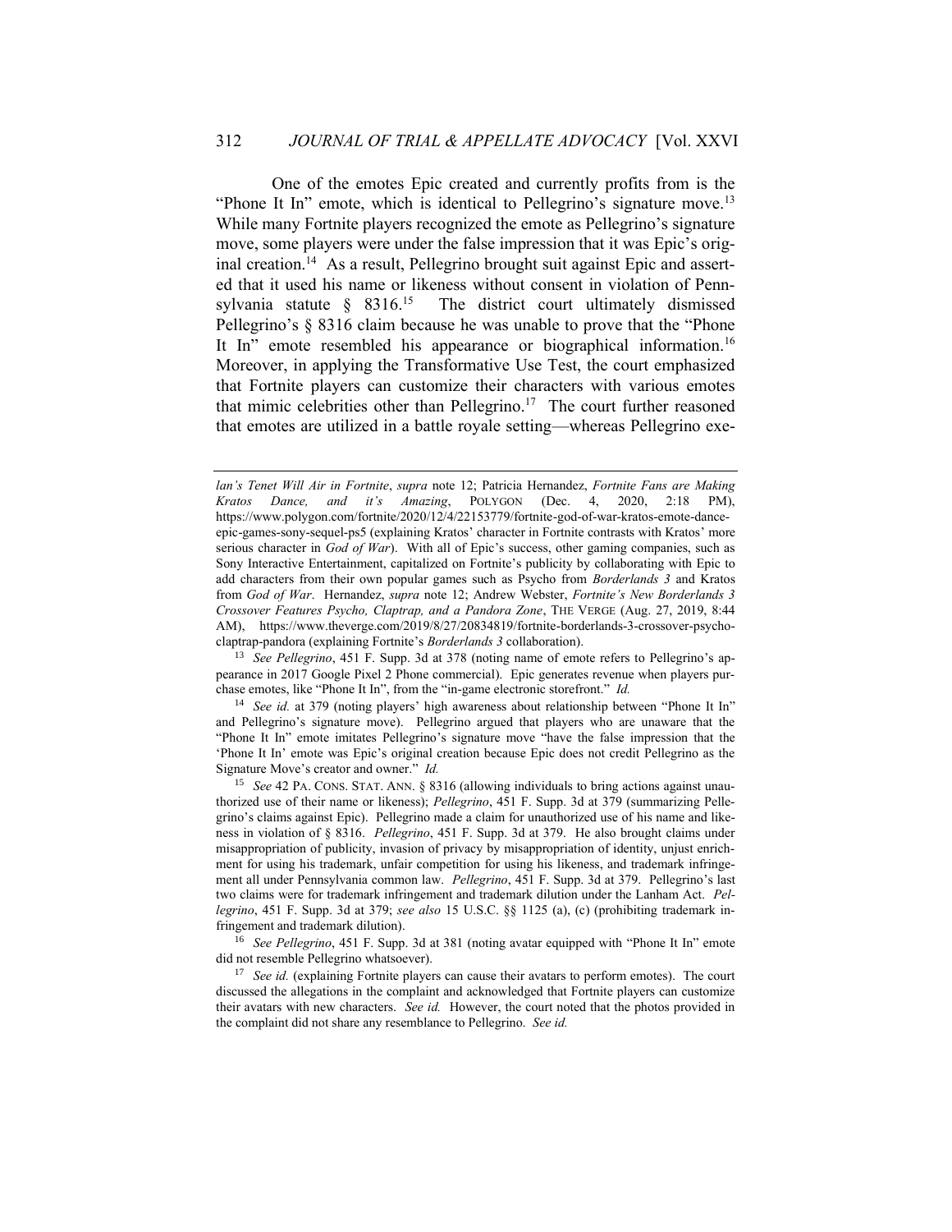One of the emotes Epic created and currently profits from is the "Phone It In" emote, which is identical to Pellegrino's signature move.[13] While many Fortnite players recognized the emote as Pellegrino's signature move, some players were under the false impression that it was Epic's original creation.[14] As a result, Pellegrino brought suit against Epic and asserted that it used his name or likeness without consent in violation of Pennsylvania statute § 8316.[15] The district court ultimately dismissed Pellegrino's § 8316 claim because he was unable to prove that the "Phone It In" emote resembled his appearance or biographical information.[16] Moreover, in applying the Transformative Use Test, the court emphasized that Fortnite players can customize their characters with various emotes that mimic celebrities other than Pellegrino.[17] The court further reasoned that emotes are utilized in a battle royale setting—whereas Pellegrino exe-

---

*lan's Tenet Will Air in Fortnite*, *supra* note 12; Patricia Hernandez, *Fortnite Fans are Making Kratos Dance, and it's Amazing*, POLYGON (Dec. 4, 2020, 2:18 PM), https://www.polygon.com/fortnite/2020/12/4/22153779/fortnite-god-of-war-kratos-emote-dance-epic-games-sony-sequel-ps5 (explaining Kratos' character in Fortnite contrasts with Kratos' more serious character in *God of War*). With all of Epic's success, other gaming companies, such as Sony Interactive Entertainment, capitalized on Fortnite's publicity by collaborating with Epic to add characters from their own popular games such as Psycho from *Borderlands 3* and Kratos from *God of War*. Hernandez, *supra* note 12; Andrew Webster, *Fortnite's New Borderlands 3 Crossover Features Psycho, Claptrap, and a Pandora Zone*, THE VERGE (Aug. 27, 2019, 8:44 AM), https://www.theverge.com/2019/8/27/20834819/fortnite-borderlands-3-crossover-psycho-claptrap-pandora (explaining Fortnite's *Borderlands 3* collaboration).

[13] *See Pellegrino*, 451 F. Supp. 3d at 378 (noting name of emote refers to Pellegrino's appearance in 2017 Google Pixel 2 Phone commercial). Epic generates revenue when players purchase emotes, like "Phone It In", from the "in-game electronic storefront." *Id.*

[14] *See id.* at 379 (noting players' high awareness about relationship between "Phone It In" and Pellegrino's signature move). Pellegrino argued that players who are unaware that the "Phone It In" emote imitates Pellegrino's signature move "have the false impression that the 'Phone It In' emote was Epic's original creation because Epic does not credit Pellegrino as the Signature Move's creator and owner." *Id.*

[15] *See* 42 PA. CONS. STAT. ANN. § 8316 (allowing individuals to bring actions against unauthorized use of their name or likeness); *Pellegrino*, 451 F. Supp. 3d at 379 (summarizing Pellegrino's claims against Epic). Pellegrino made a claim for unauthorized use of his name and likeness in violation of § 8316. *Pellegrino*, 451 F. Supp. 3d at 379. He also brought claims under misappropriation of publicity, invasion of privacy by misappropriation of identity, unjust enrichment for using his trademark, unfair competition for using his likeness, and trademark infringement all under Pennsylvania common law. *Pellegrino*, 451 F. Supp. 3d at 379. Pellegrino's last two claims were for trademark infringement and trademark dilution under the Lanham Act. *Pellegrino*, 451 F. Supp. 3d at 379; *see also* 15 U.S.C. §§ 1125 (a), (c) (prohibiting trademark infringement and trademark dilution).

[16] *See Pellegrino*, 451 F. Supp. 3d at 381 (noting avatar equipped with "Phone It In" emote did not resemble Pellegrino whatsoever).

[17] *See id.* (explaining Fortnite players can cause their avatars to perform emotes). The court discussed the allegations in the complaint and acknowledged that Fortnite players can customize their avatars with new characters. *See id.* However, the court noted that the photos provided in the complaint did not share any resemblance to Pellegrino. *See id.*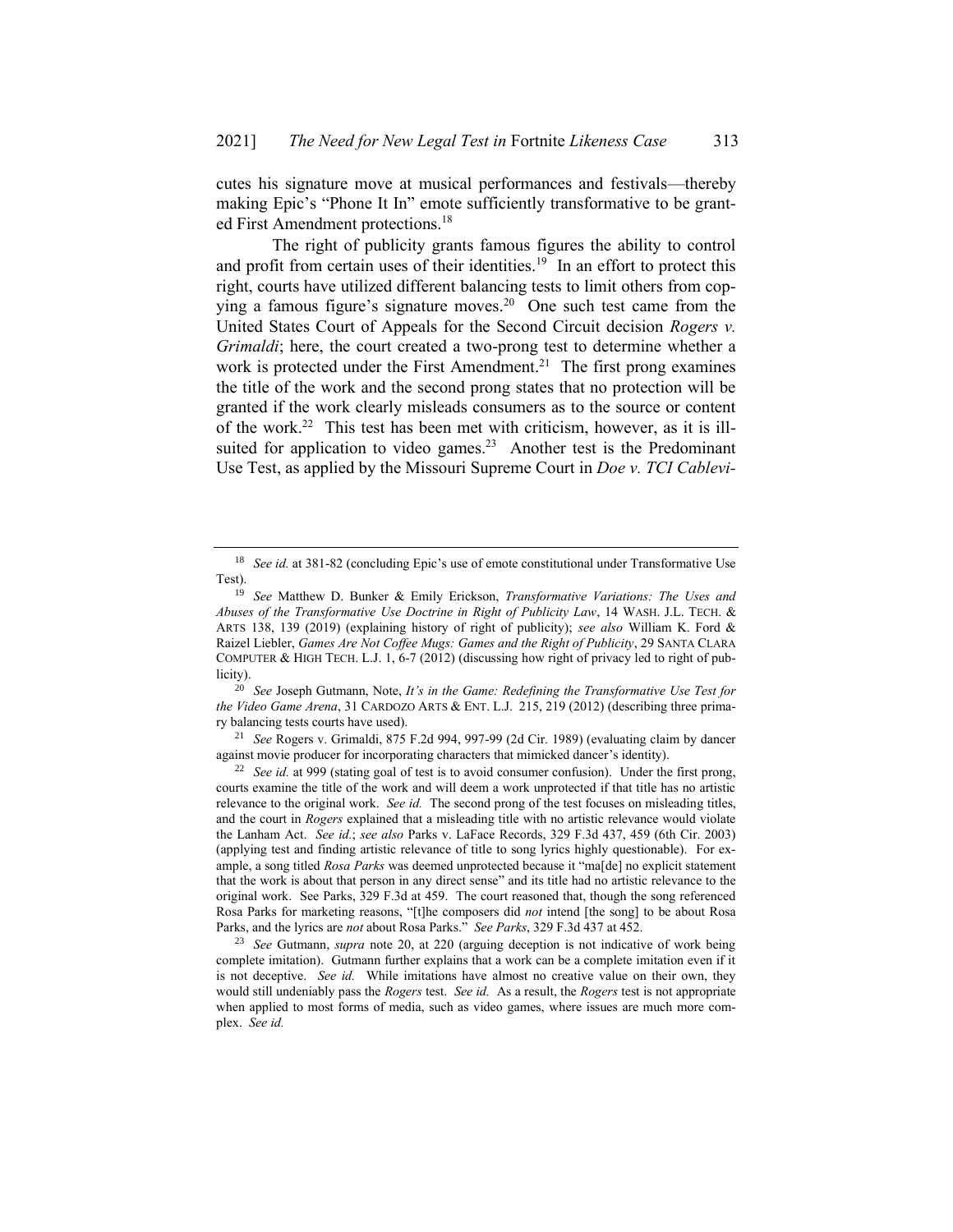cutes his signature move at musical performances and festivals—thereby making Epic's "Phone It In" emote sufficiently transformative to be granted First Amendment protections.[18]

The right of publicity grants famous figures the ability to control and profit from certain uses of their identities.[19] In an effort to protect this right, courts have utilized different balancing tests to limit others from copying a famous figure's signature moves.[20] One such test came from the United States Court of Appeals for the Second Circuit decision *Rogers v. Grimaldi*; here, the court created a two-prong test to determine whether a work is protected under the First Amendment.[21] The first prong examines the title of the work and the second prong states that no protection will be granted if the work clearly misleads consumers as to the source or content of the work.[22] This test has been met with criticism, however, as it is ill-suited for application to video games.[23] Another test is the Predominant Use Test, as applied by the Missouri Supreme Court in *Doe v. TCI Cablevi-*

---

[18] *See id.* at 381-82 (concluding Epic's use of emote constitutional under Transformative Use Test).

[19] *See* Matthew D. Bunker & Emily Erickson, *Transformative Variations: The Uses and Abuses of the Transformative Use Doctrine in Right of Publicity Law*, 14 WASH. J.L. TECH. & ARTS 138, 139 (2019) (explaining history of right of publicity); *see also* William K. Ford & Raizel Liebler, *Games Are Not Coffee Mugs: Games and the Right of Publicity*, 29 SANTA CLARA COMPUTER & HIGH TECH. L.J. 1, 6-7 (2012) (discussing how right of privacy led to right of publicity).

[20] *See* Joseph Gutmann, Note, *It's in the Game: Redefining the Transformative Use Test for the Video Game Arena*, 31 CARDOZO ARTS & ENT. L.J. 215, 219 (2012) (describing three primary balancing tests courts have used).

[21] *See* Rogers v. Grimaldi, 875 F.2d 994, 997-99 (2d Cir. 1989) (evaluating claim by dancer against movie producer for incorporating characters that mimicked dancer's identity).

[22] *See id.* at 999 (stating goal of test is to avoid consumer confusion). Under the first prong, courts examine the title of the work and will deem a work unprotected if that title has no artistic relevance to the original work. *See id.* The second prong of the test focuses on misleading titles, and the court in *Rogers* explained that a misleading title with no artistic relevance would violate the Lanham Act. *See id.*; *see also* Parks v. LaFace Records, 329 F.3d 437, 459 (6th Cir. 2003) (applying test and finding artistic relevance of title to song lyrics highly questionable). For example, a song titled *Rosa Parks* was deemed unprotected because it "ma[de] no explicit statement that the work is about that person in any direct sense" and its title had no artistic relevance to the original work. See Parks, 329 F.3d at 459. The court reasoned that, though the song referenced Rosa Parks for marketing reasons, "[t]he composers did *not* intend [the song] to be about Rosa Parks, and the lyrics are *not* about Rosa Parks." *See Parks*, 329 F.3d 437 at 452.

[23] *See* Gutmann, *supra* note 20, at 220 (arguing deception is not indicative of work being complete imitation). Gutmann further explains that a work can be a complete imitation even if it is not deceptive. *See id.* While imitations have almost no creative value on their own, they would still undeniably pass the *Rogers* test. *See id.* As a result, the *Rogers* test is not appropriate when applied to most forms of media, such as video games, where issues are much more complex. *See id.*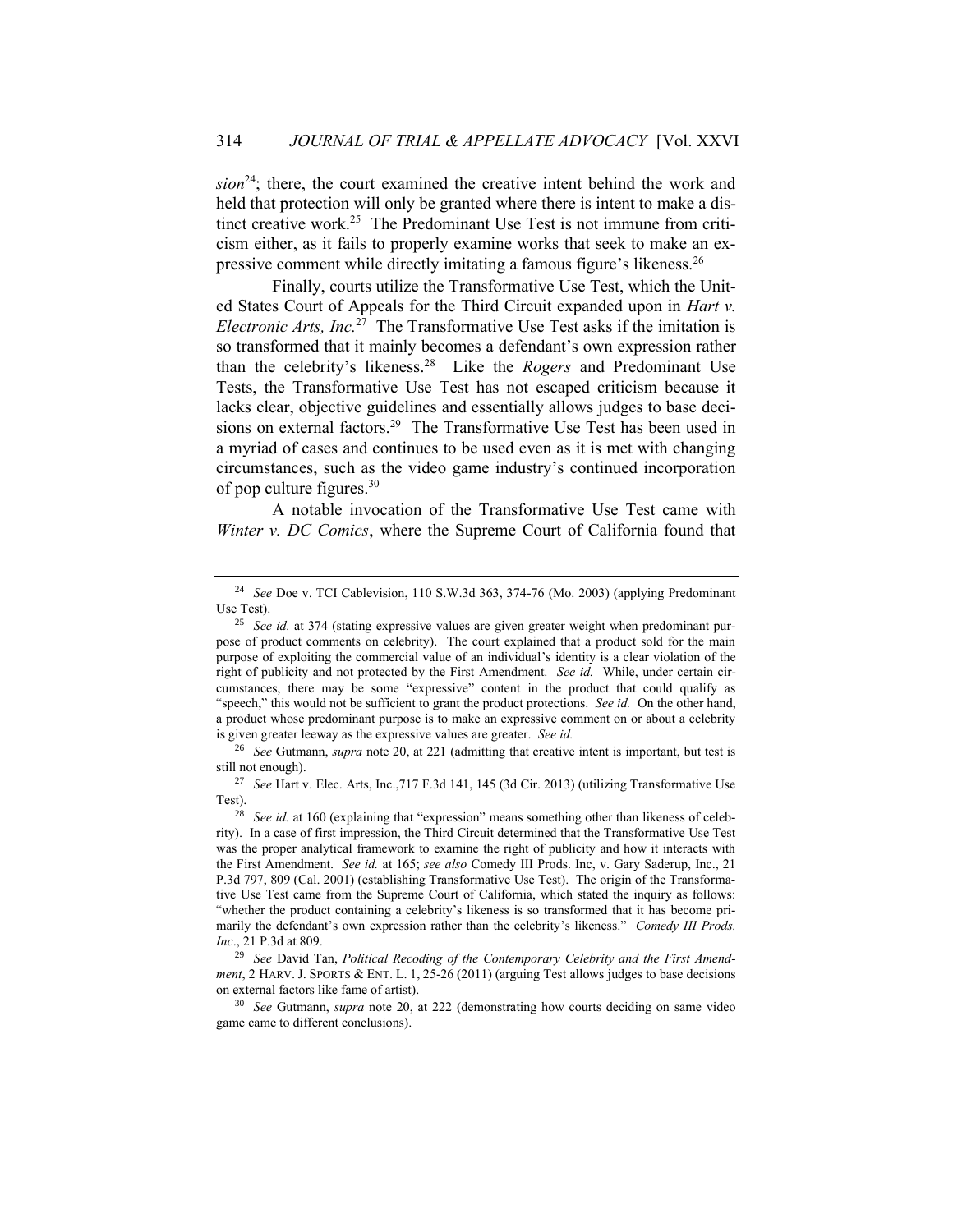*sion*[24]; there, the court examined the creative intent behind the work and held that protection will only be granted where there is intent to make a distinct creative work.[25] The Predominant Use Test is not immune from criticism either, as it fails to properly examine works that seek to make an expressive comment while directly imitating a famous figure's likeness.[26]

Finally, courts utilize the Transformative Use Test, which the United States Court of Appeals for the Third Circuit expanded upon in *Hart v. Electronic Arts, Inc.*[27] The Transformative Use Test asks if the imitation is so transformed that it mainly becomes a defendant's own expression rather than the celebrity's likeness.[28] Like the *Rogers* and Predominant Use Tests, the Transformative Use Test has not escaped criticism because it lacks clear, objective guidelines and essentially allows judges to base decisions on external factors.[29] The Transformative Use Test has been used in a myriad of cases and continues to be used even as it is met with changing circumstances, such as the video game industry's continued incorporation of pop culture figures.[30]

A notable invocation of the Transformative Use Test came with *Winter v. DC Comics*, where the Supreme Court of California found that

---

[24] *See* Doe v. TCI Cablevision, 110 S.W.3d 363, 374-76 (Mo. 2003) (applying Predominant Use Test).

[25] *See id.* at 374 (stating expressive values are given greater weight when predominant purpose of product comments on celebrity). The court explained that a product sold for the main purpose of exploiting the commercial value of an individual's identity is a clear violation of the right of publicity and not protected by the First Amendment. *See id.* While, under certain circumstances, there may be some "expressive" content in the product that could qualify as "speech," this would not be sufficient to grant the product protections. *See id.* On the other hand, a product whose predominant purpose is to make an expressive comment on or about a celebrity is given greater leeway as the expressive values are greater. *See id.*

[26] *See* Gutmann, *supra* note 20, at 221 (admitting that creative intent is important, but test is still not enough).

[27] *See* Hart v. Elec. Arts, Inc.,717 F.3d 141, 145 (3d Cir. 2013) (utilizing Transformative Use Test).

[28] *See id.* at 160 (explaining that "expression" means something other than likeness of celebrity). In a case of first impression, the Third Circuit determined that the Transformative Use Test was the proper analytical framework to examine the right of publicity and how it interacts with the First Amendment. *See id.* at 165; *see also* Comedy III Prods. Inc, v. Gary Saderup, Inc., 21 P.3d 797, 809 (Cal. 2001) (establishing Transformative Use Test). The origin of the Transformative Use Test came from the Supreme Court of California, which stated the inquiry as follows: "whether the product containing a celebrity's likeness is so transformed that it has become primarily the defendant's own expression rather than the celebrity's likeness." *Comedy III Prods. Inc*., 21 P.3d at 809.

[29] *See* David Tan, *Political Recoding of the Contemporary Celebrity and the First Amendment*, 2 HARV. J. SPORTS & ENT. L. 1, 25-26 (2011) (arguing Test allows judges to base decisions on external factors like fame of artist).

[30] *See* Gutmann, *supra* note 20, at 222 (demonstrating how courts deciding on same video game came to different conclusions).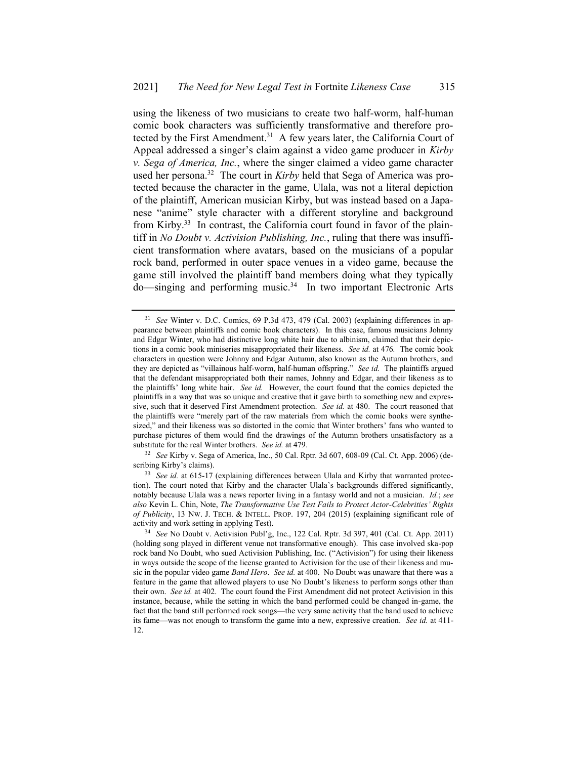using the likeness of two musicians to create two half-worm, half-human comic book characters was sufficiently transformative and therefore protected by the First Amendment.[31] A few years later, the California Court of Appeal addressed a singer's claim against a video game producer in *Kirby v. Sega of America, Inc.*, where the singer claimed a video game character used her persona.[32] The court in *Kirby* held that Sega of America was protected because the character in the game, Ulala, was not a literal depiction of the plaintiff, American musician Kirby, but was instead based on a Japanese "anime" style character with a different storyline and background from Kirby.[33] In contrast, the California court found in favor of the plaintiff in *No Doubt v. Activision Publishing, Inc.*, ruling that there was insufficient transformation where avatars, based on the musicians of a popular rock band, performed in outer space venues in a video game, because the game still involved the plaintiff band members doing what they typically do—singing and performing music.[34] In two important Electronic Arts

---

[31] *See* Winter v. D.C. Comics, 69 P.3d 473, 479 (Cal. 2003) (explaining differences in appearance between plaintiffs and comic book characters). In this case, famous musicians Johnny and Edgar Winter, who had distinctive long white hair due to albinism, claimed that their depictions in a comic book miniseries misappropriated their likeness. *See id.* at 476*.* The comic book characters in question were Johnny and Edgar Autumn, also known as the Autumn brothers, and they are depicted as "villainous half-worm, half-human offspring." *See id.* The plaintiffs argued that the defendant misappropriated both their names, Johnny and Edgar, and their likeness as to the plaintiffs' long white hair. *See id.* However, the court found that the comics depicted the plaintiffs in a way that was so unique and creative that it gave birth to something new and expressive, such that it deserved First Amendment protection. *See id.* at 480. The court reasoned that the plaintiffs were "merely part of the raw materials from which the comic books were synthesized," and their likeness was so distorted in the comic that Winter brothers' fans who wanted to purchase pictures of them would find the drawings of the Autumn brothers unsatisfactory as a substitute for the real Winter brothers. *See id.* at 479.

[32] *See* Kirby v. Sega of America, Inc., 50 Cal. Rptr. 3d 607, 608-09 (Cal. Ct. App. 2006) (describing Kirby's claims).

[33] *See id.* at 615-17 (explaining differences between Ulala and Kirby that warranted protection). The court noted that Kirby and the character Ulala's backgrounds differed significantly, notably because Ulala was a news reporter living in a fantasy world and not a musician. *Id.*; *see also* Kevin L. Chin, Note, *The Transformative Use Test Fails to Protect Actor-Celebrities' Rights of Publicity*, 13 NW. J. TECH. & INTELL. PROP. 197, 204 (2015) (explaining significant role of activity and work setting in applying Test).

[34] *See* No Doubt v. Activision Publ'g, Inc., 122 Cal. Rptr. 3d 397, 401 (Cal. Ct. App. 2011) (holding song played in different venue not transformative enough). This case involved ska-pop rock band No Doubt, who sued Activision Publishing, Inc. ("Activision") for using their likeness in ways outside the scope of the license granted to Activision for the use of their likeness and music in the popular video game *Band Hero*. *See id.* at 400. No Doubt was unaware that there was a feature in the game that allowed players to use No Doubt's likeness to perform songs other than their own. *See id.* at 402. The court found the First Amendment did not protect Activision in this instance, because, while the setting in which the band performed could be changed in-game, the fact that the band still performed rock songs—the very same activity that the band used to achieve its fame—was not enough to transform the game into a new, expressive creation. *See id.* at 411-12.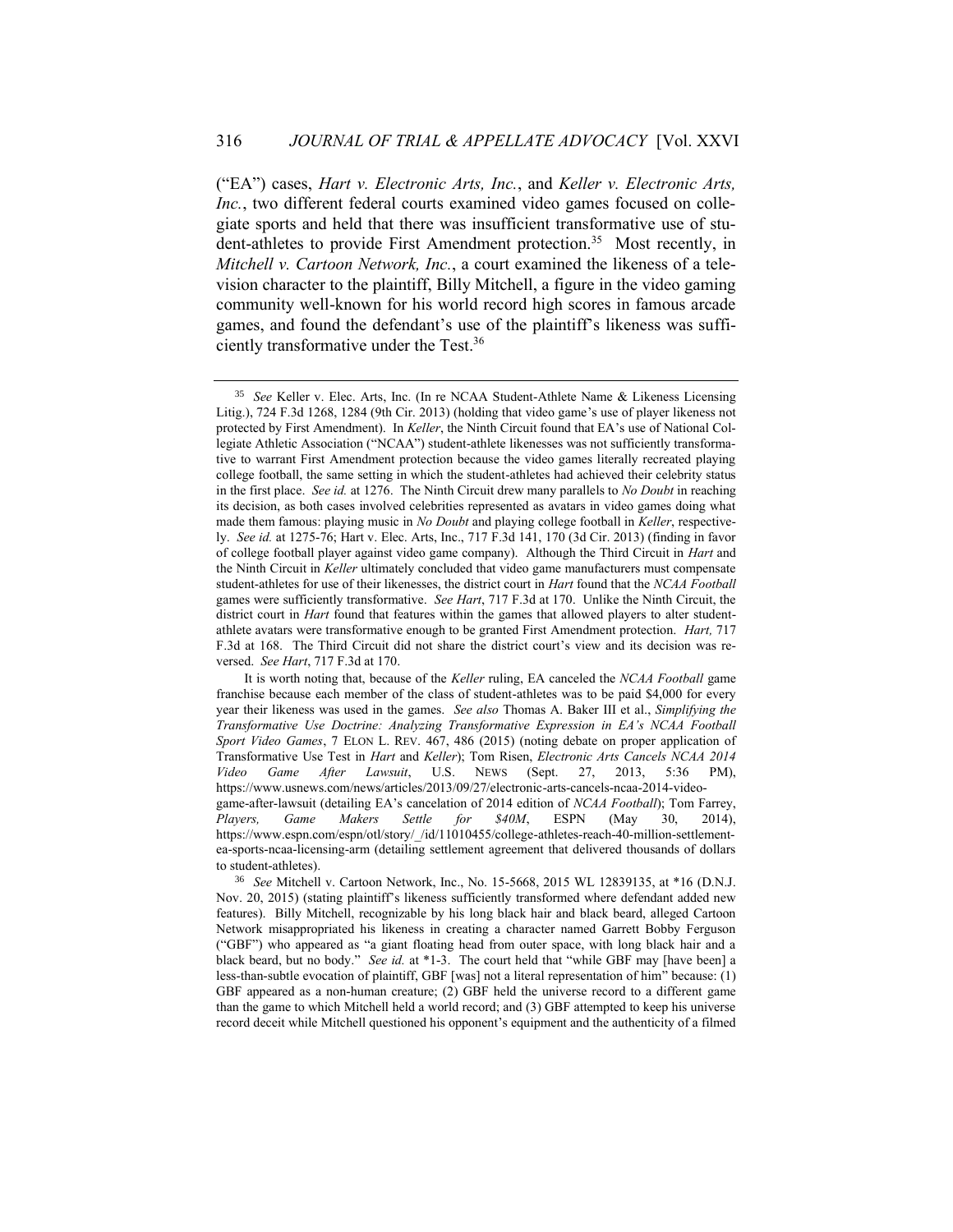("EA") cases, *Hart v. Electronic Arts, Inc.*, and *Keller v. Electronic Arts, Inc.*, two different federal courts examined video games focused on collegiate sports and held that there was insufficient transformative use of student-athletes to provide First Amendment protection.[35] Most recently, in *Mitchell v. Cartoon Network, Inc.*, a court examined the likeness of a television character to the plaintiff, Billy Mitchell, a figure in the video gaming community well-known for his world record high scores in famous arcade games, and found the defendant's use of the plaintiff's likeness was sufficiently transformative under the Test.[36]

---

[35] *See* Keller v. Elec. Arts, Inc. (In re NCAA Student-Athlete Name & Likeness Licensing Litig.), 724 F.3d 1268, 1284 (9th Cir. 2013) (holding that video game's use of player likeness not protected by First Amendment). In *Keller*, the Ninth Circuit found that EA's use of National Collegiate Athletic Association ("NCAA") student-athlete likenesses was not sufficiently transformative to warrant First Amendment protection because the video games literally recreated playing college football, the same setting in which the student-athletes had achieved their celebrity status in the first place. *See id.* at 1276. The Ninth Circuit drew many parallels to *No Doubt* in reaching its decision, as both cases involved celebrities represented as avatars in video games doing what made them famous: playing music in *No Doubt* and playing college football in *Keller*, respectively. *See id.* at 1275-76; Hart v. Elec. Arts, Inc., 717 F.3d 141, 170 (3d Cir. 2013) (finding in favor of college football player against video game company). Although the Third Circuit in *Hart* and the Ninth Circuit in *Keller* ultimately concluded that video game manufacturers must compensate student-athletes for use of their likenesses, the district court in *Hart* found that the *NCAA Football* games were sufficiently transformative. *See Hart*, 717 F.3d at 170. Unlike the Ninth Circuit, the district court in *Hart* found that features within the games that allowed players to alter student-athlete avatars were transformative enough to be granted First Amendment protection. *Hart,* 717 F.3d at 168. The Third Circuit did not share the district court's view and its decision was reversed. *See Hart*, 717 F.3d at 170.

It is worth noting that, because of the *Keller* ruling, EA canceled the *NCAA Football* game franchise because each member of the class of student-athletes was to be paid $4,000 for every year their likeness was used in the games. *See also* Thomas A. Baker III et al., *Simplifying the Transformative Use Doctrine: Analyzing Transformative Expression in EA's NCAA Football Sport Video Games*, 7 ELON L. REV. 467, 486 (2015) (noting debate on proper application of Transformative Use Test in *Hart* and *Keller*); Tom Risen, *Electronic Arts Cancels NCAA 2014 Video Game After Lawsuit*, U.S. NEWS (Sept. 27, 2013, 5:36 PM), https://www.usnews.com/news/articles/2013/09/27/electronic-arts-cancels-ncaa-2014-video-game-after-lawsuit (detailing EA's cancelation of 2014 edition of *NCAA Football*); Tom Farrey, *Players, Game Makers Settle for $40M*, ESPN (May 30, 2014), https://www.espn.com/espn/otl/story/_/id/11010455/college-athletes-reach-40-million-settlement-ea-sports-ncaa-licensing-arm (detailing settlement agreement that delivered thousands of dollars to student-athletes).

[36] *See* Mitchell v. Cartoon Network, Inc., No. 15-5668, 2015 WL 12839135, at *16 (D.N.J. Nov. 20, 2015) (stating plaintiff's likeness sufficiently transformed where defendant added new features). Billy Mitchell, recognizable by his long black hair and black beard, alleged Cartoon Network misappropriated his likeness in creating a character named Garrett Bobby Ferguson ("GBF") who appeared as "a giant floating head from outer space, with long black hair and a black beard, but no body." *See id.* at *1-3. The court held that "while GBF may [have been] a less-than-subtle evocation of plaintiff, GBF [was] not a literal representation of him" because: (1) GBF appeared as a non-human creature; (2) GBF held the universe record to a different game than the game to which Mitchell held a world record; and (3) GBF attempted to keep his universe record deceit while Mitchell questioned his opponent's equipment and the authenticity of a filmed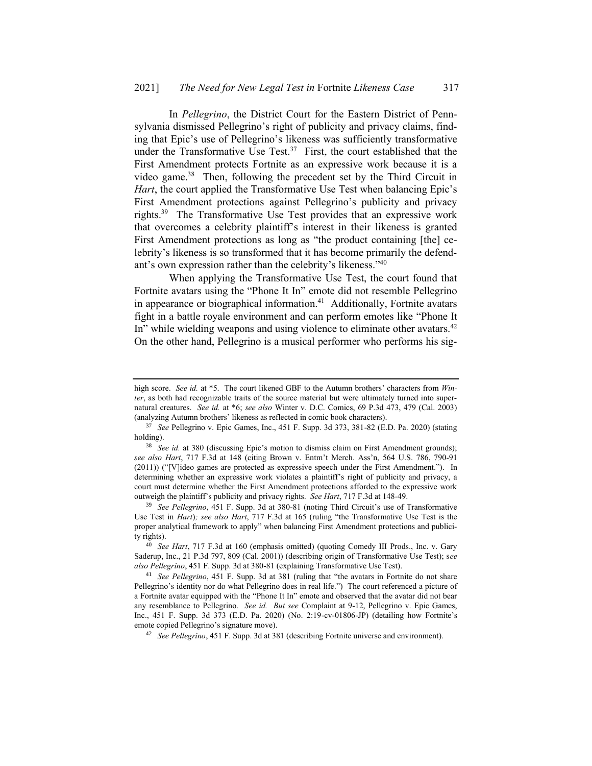In *Pellegrino*, the District Court for the Eastern District of Pennsylvania dismissed Pellegrino's right of publicity and privacy claims, finding that Epic's use of Pellegrino's likeness was sufficiently transformative under the Transformative Use Test.[37] First, the court established that the First Amendment protects Fortnite as an expressive work because it is a video game.[38] Then, following the precedent set by the Third Circuit in *Hart*, the court applied the Transformative Use Test when balancing Epic's First Amendment protections against Pellegrino's publicity and privacy rights.[39] The Transformative Use Test provides that an expressive work that overcomes a celebrity plaintiff's interest in their likeness is granted First Amendment protections as long as "the product containing [the] celebrity's likeness is so transformed that it has become primarily the defendant's own expression rather than the celebrity's likeness."[40]

When applying the Transformative Use Test, the court found that Fortnite avatars using the "Phone It In" emote did not resemble Pellegrino in appearance or biographical information.[41] Additionally, Fortnite avatars fight in a battle royale environment and can perform emotes like "Phone It In" while wielding weapons and using violence to eliminate other avatars.[42] On the other hand, Pellegrino is a musical performer who performs his sig-

---

high score. *See id.* at *5. The court likened GBF to the Autumn brothers' characters from *Winter*, as both had recognizable traits of the source material but were ultimately turned into supernatural creatures. *See id.* at *6; *see also* Winter v. D.C. Comics, 69 P.3d 473, 479 (Cal. 2003) (analyzing Autumn brothers' likeness as reflected in comic book characters).

[37] *See* Pellegrino v. Epic Games, Inc., 451 F. Supp. 3d 373, 381-82 (E.D. Pa. 2020) (stating holding).

[38] *See id.* at 380 (discussing Epic's motion to dismiss claim on First Amendment grounds); *see also Hart*, 717 F.3d at 148 (citing Brown v. Entm't Merch. Ass'n, 564 U.S. 786, 790-91 (2011)) ("[V]ideo games are protected as expressive speech under the First Amendment."). In determining whether an expressive work violates a plaintiff's right of publicity and privacy, a court must determine whether the First Amendment protections afforded to the expressive work outweigh the plaintiff's publicity and privacy rights. *See Hart*, 717 F.3d at 148-49.

[39] *See Pellegrino*, 451 F. Supp. 3d at 380-81 (noting Third Circuit's use of Transformative Use Test in *Hart*)*; see also Hart*, 717 F.3d at 165 (ruling "the Transformative Use Test is the proper analytical framework to apply" when balancing First Amendment protections and publicity rights).

[40] *See Hart*, 717 F.3d at 160 (emphasis omitted) (quoting Comedy III Prods., Inc. v. Gary Saderup, Inc., 21 P.3d 797, 809 (Cal. 2001)) (describing origin of Transformative Use Test); s*ee also Pellegrino*, 451 F. Supp. 3d at 380-81 (explaining Transformative Use Test).

[41] *See Pellegrino*, 451 F. Supp. 3d at 381 (ruling that "the avatars in Fortnite do not share Pellegrino's identity nor do what Pellegrino does in real life.") The court referenced a picture of a Fortnite avatar equipped with the "Phone It In" emote and observed that the avatar did not bear any resemblance to Pellegrino. *See id. But see* Complaint at 9-12, Pellegrino v. Epic Games, Inc., 451 F. Supp. 3d 373 (E.D. Pa. 2020) (No. 2:19-cv-01806-JP) (detailing how Fortnite's emote copied Pellegrino's signature move).

[42] *See Pellegrino*, 451 F. Supp. 3d at 381 (describing Fortnite universe and environment).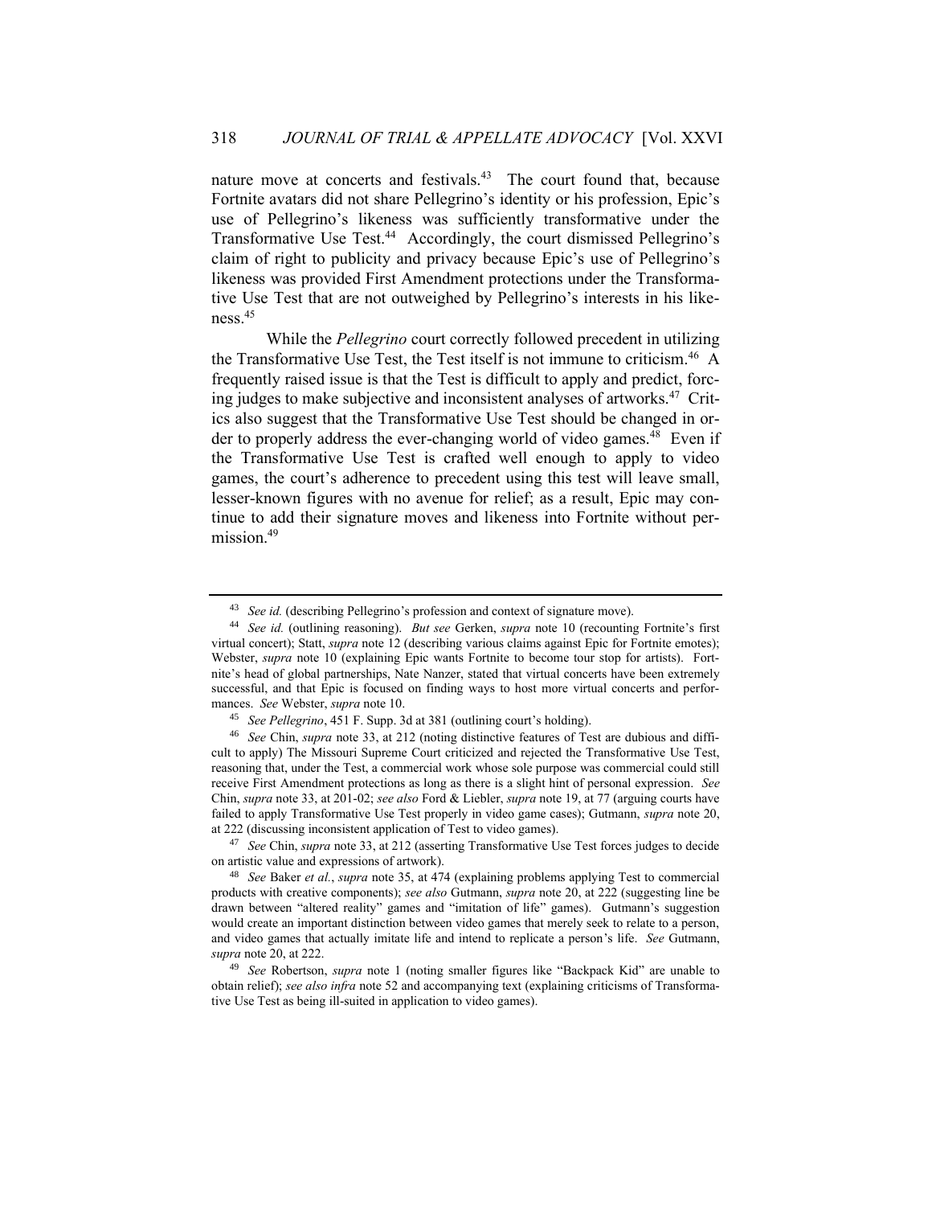nature move at concerts and festivals.[43] The court found that, because Fortnite avatars did not share Pellegrino's identity or his profession, Epic's use of Pellegrino's likeness was sufficiently transformative under the Transformative Use Test.[44] Accordingly, the court dismissed Pellegrino's claim of right to publicity and privacy because Epic's use of Pellegrino's likeness was provided First Amendment protections under the Transformative Use Test that are not outweighed by Pellegrino's interests in his likeness.[45]

While the *Pellegrino* court correctly followed precedent in utilizing the Transformative Use Test, the Test itself is not immune to criticism.[46] A frequently raised issue is that the Test is difficult to apply and predict, forcing judges to make subjective and inconsistent analyses of artworks.[47] Critics also suggest that the Transformative Use Test should be changed in order to properly address the ever-changing world of video games.[48] Even if the Transformative Use Test is crafted well enough to apply to video games, the court's adherence to precedent using this test will leave small, lesser-known figures with no avenue for relief; as a result, Epic may continue to add their signature moves and likeness into Fortnite without permission.[49]

---

[43] *See id.* (describing Pellegrino's profession and context of signature move).

[44] *See id.* (outlining reasoning). *But see* Gerken, *supra* note 10 (recounting Fortnite's first virtual concert); Statt, *supra* note 12 (describing various claims against Epic for Fortnite emotes); Webster, *supra* note 10 (explaining Epic wants Fortnite to become tour stop for artists). Fortnite's head of global partnerships, Nate Nanzer, stated that virtual concerts have been extremely successful, and that Epic is focused on finding ways to host more virtual concerts and performances. *See* Webster, *supra* note 10.

[45] *See Pellegrino*, 451 F. Supp. 3d at 381 (outlining court's holding).

[46] *See* Chin, *supra* note 33, at 212 (noting distinctive features of Test are dubious and difficult to apply) The Missouri Supreme Court criticized and rejected the Transformative Use Test, reasoning that, under the Test, a commercial work whose sole purpose was commercial could still receive First Amendment protections as long as there is a slight hint of personal expression. *See* Chin, *supra* note 33, at 201-02; *see also* Ford & Liebler, *supra* note 19, at 77 (arguing courts have failed to apply Transformative Use Test properly in video game cases); Gutmann, *supra* note 20, at 222 (discussing inconsistent application of Test to video games).

[47] *See* Chin, *supra* note 33, at 212 (asserting Transformative Use Test forces judges to decide on artistic value and expressions of artwork).

[48] *See* Baker *et al.*, *supra* note 35, at 474 (explaining problems applying Test to commercial products with creative components); *see also* Gutmann, *supra* note 20, at 222 (suggesting line be drawn between "altered reality" games and "imitation of life" games). Gutmann's suggestion would create an important distinction between video games that merely seek to relate to a person, and video games that actually imitate life and intend to replicate a person's life. *See* Gutmann, *supra* note 20, at 222.

[49] *See* Robertson, *supra* note 1 (noting smaller figures like "Backpack Kid" are unable to obtain relief); *see also infra* note 52 and accompanying text (explaining criticisms of Transformative Use Test as being ill-suited in application to video games).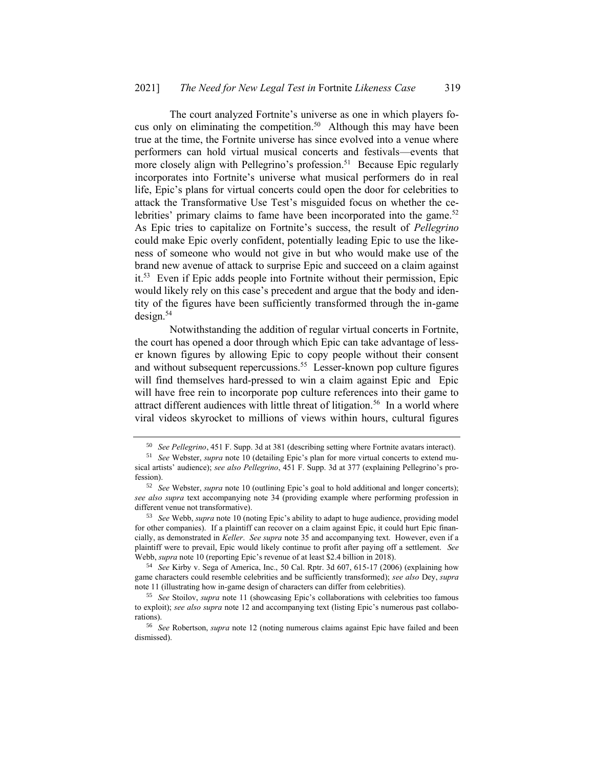The court analyzed Fortnite's universe as one in which players focus only on eliminating the competition.[50] Although this may have been true at the time, the Fortnite universe has since evolved into a venue where performers can hold virtual musical concerts and festivals—events that more closely align with Pellegrino's profession.[51] Because Epic regularly incorporates into Fortnite's universe what musical performers do in real life, Epic's plans for virtual concerts could open the door for celebrities to attack the Transformative Use Test's misguided focus on whether the celebrities' primary claims to fame have been incorporated into the game.[52] As Epic tries to capitalize on Fortnite's success, the result of *Pellegrino* could make Epic overly confident, potentially leading Epic to use the likeness of someone who would not give in but who would make use of the brand new avenue of attack to surprise Epic and succeed on a claim against it.[53] Even if Epic adds people into Fortnite without their permission, Epic would likely rely on this case's precedent and argue that the body and identity of the figures have been sufficiently transformed through the in-game design.[54]

Notwithstanding the addition of regular virtual concerts in Fortnite, the court has opened a door through which Epic can take advantage of lesser known figures by allowing Epic to copy people without their consent and without subsequent repercussions.[55] Lesser-known pop culture figures will find themselves hard-pressed to win a claim against Epic and Epic will have free rein to incorporate pop culture references into their game to attract different audiences with little threat of litigation.[56] In a world where viral videos skyrocket to millions of views within hours, cultural figures

---

[50] *See Pellegrino*, 451 F. Supp. 3d at 381 (describing setting where Fortnite avatars interact).

[51] *See* Webster, *supra* note 10 (detailing Epic's plan for more virtual concerts to extend musical artists' audience); *see also Pellegrino*, 451 F. Supp. 3d at 377 (explaining Pellegrino's profession).

[52] *See* Webster, *supra* note 10 (outlining Epic's goal to hold additional and longer concerts); *see also supra* text accompanying note 34 (providing example where performing profession in different venue not transformative).

[53] *See* Webb, *supra* note 10 (noting Epic's ability to adapt to huge audience, providing model for other companies). If a plaintiff can recover on a claim against Epic, it could hurt Epic financially, as demonstrated in *Keller*. *See supra* note 35 and accompanying text. However, even if a plaintiff were to prevail, Epic would likely continue to profit after paying off a settlement. *See* Webb, *supra* note 10 (reporting Epic's revenue of at least $2.4 billion in 2018).

[54] *See* Kirby v. Sega of America, Inc., 50 Cal. Rptr. 3d 607, 615-17 (2006) (explaining how game characters could resemble celebrities and be sufficiently transformed); *see also* Dey, *supra* note 11 (illustrating how in-game design of characters can differ from celebrities).

[55] *See* Stoilov, *supra* note 11 (showcasing Epic's collaborations with celebrities too famous to exploit); *see also supra* note 12 and accompanying text (listing Epic's numerous past collaborations).

[56] *See* Robertson, *supra* note 12 (noting numerous claims against Epic have failed and been dismissed).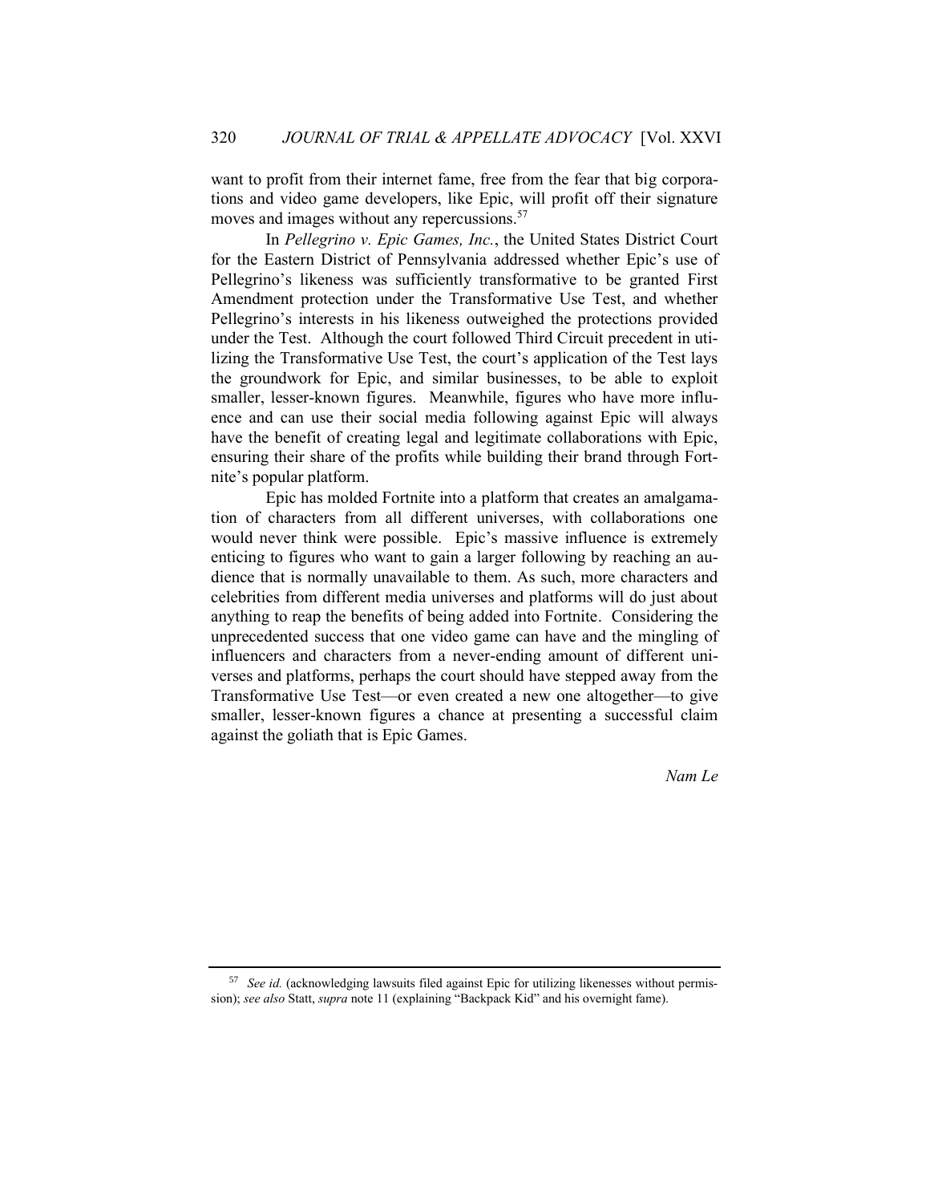want to profit from their internet fame, free from the fear that big corporations and video game developers, like Epic, will profit off their signature moves and images without any repercussions.[57]

In *Pellegrino v. Epic Games, Inc.*, the United States District Court for the Eastern District of Pennsylvania addressed whether Epic's use of Pellegrino's likeness was sufficiently transformative to be granted First Amendment protection under the Transformative Use Test, and whether Pellegrino's interests in his likeness outweighed the protections provided under the Test. Although the court followed Third Circuit precedent in utilizing the Transformative Use Test, the court's application of the Test lays the groundwork for Epic, and similar businesses, to be able to exploit smaller, lesser-known figures. Meanwhile, figures who have more influence and can use their social media following against Epic will always have the benefit of creating legal and legitimate collaborations with Epic, ensuring their share of the profits while building their brand through Fortnite's popular platform.

Epic has molded Fortnite into a platform that creates an amalgamation of characters from all different universes, with collaborations one would never think were possible. Epic's massive influence is extremely enticing to figures who want to gain a larger following by reaching an audience that is normally unavailable to them. As such, more characters and celebrities from different media universes and platforms will do just about anything to reap the benefits of being added into Fortnite. Considering the unprecedented success that one video game can have and the mingling of influencers and characters from a never-ending amount of different universes and platforms, perhaps the court should have stepped away from the Transformative Use Test—or even created a new one altogether—to give smaller, lesser-known figures a chance at presenting a successful claim against the goliath that is Epic Games.

*Nam Le*

---

[57] *See id.* (acknowledging lawsuits filed against Epic for utilizing likenesses without permission); *see also* Statt, *supra* note 11 (explaining "Backpack Kid" and his overnight fame).